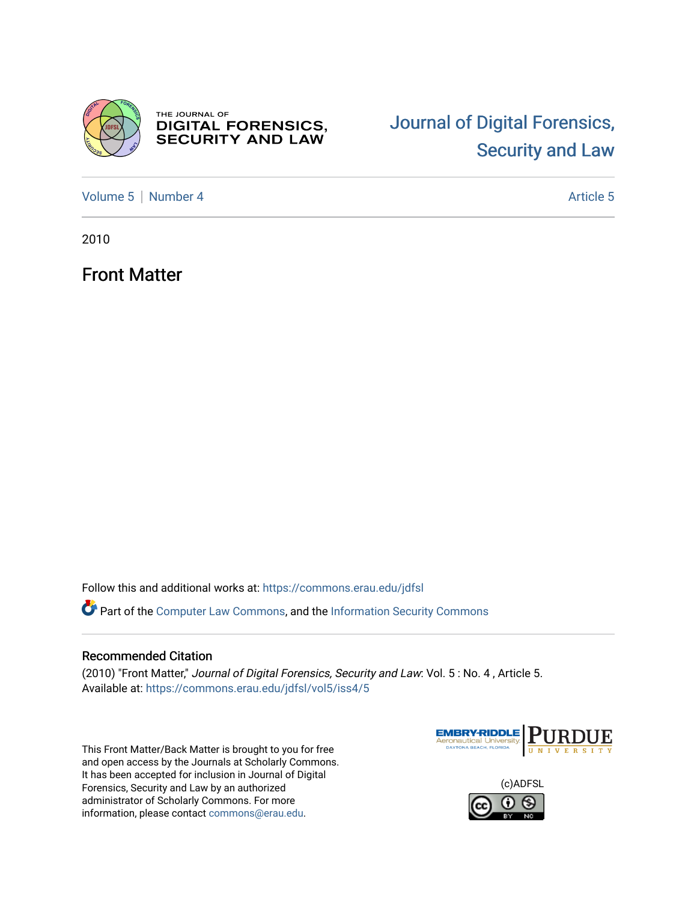# Journal of Digital Forensics, Security and Law

Volume 5 | Number 4 | Article 5

2010

## Front Matter

Follow this and additional works at: https://commons.erau.edu/jdfsl

Part of the Computer Law Commons, and the Information Security Commons

### Recommended Citation

(2010) "Front Matter," *Journal of Digital Forensics, Security and Law*: Vol. 5 : No. 4 , Article 5. Available at: https://commons.erau.edu/jdfsl/vol5/iss4/5

This Front Matter/Back Matter is brought to you for free and open access by the Journals at Scholarly Commons. It has been accepted for inclusion in Journal of Digital Forensics, Security and Law by an authorized administrator of Scholarly Commons. For more information, please contact commons@erau.edu.

(c)ADFSL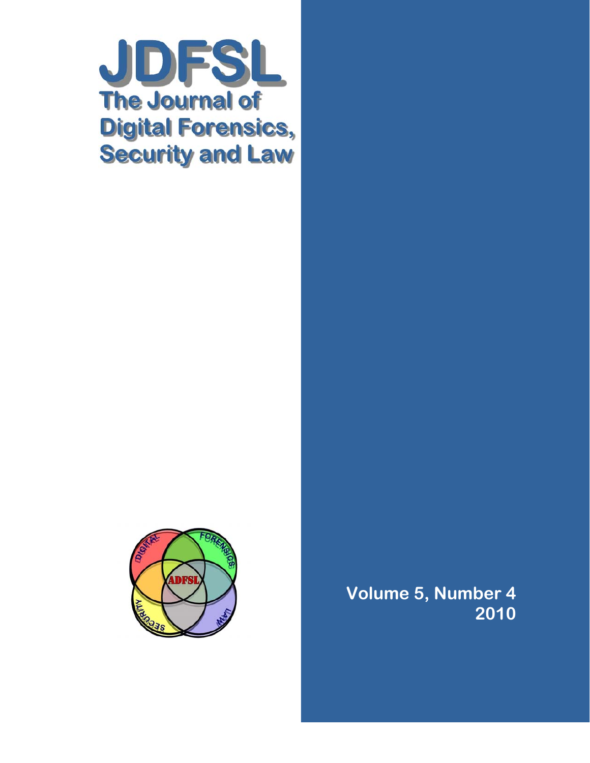# JDFSL

## The Journal of Digital Forensics, Security and Law

Volume 5, Number 4

2010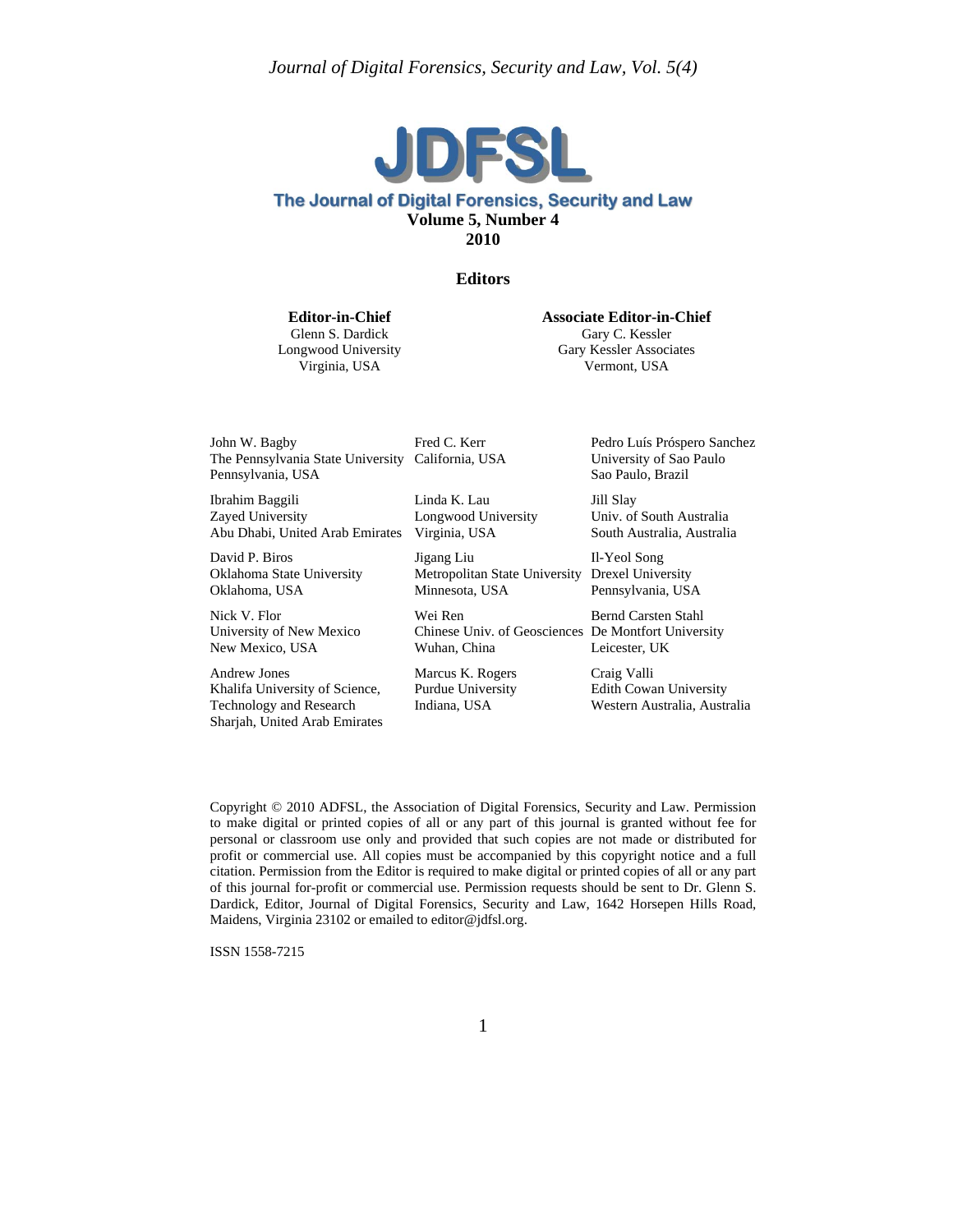# JDFSL

## The Journal of Digital Forensics, Security and Law

**Volume 5, Number 4**

**2010**

### Editors

**Editor-in-Chief**
Glenn S. Dardick
Longwood University
Virginia, USA

**Associate Editor-in-Chief**
Gary C. Kessler
Gary Kessler Associates
Vermont, USA

John W. Bagby
The Pennsylvania State University
Pennsylvania, USA

Ibrahim Baggili
Zayed University
Abu Dhabi, United Arab Emirates

David P. Biros
Oklahoma State University
Oklahoma, USA

Nick V. Flor
University of New Mexico
New Mexico, USA

Andrew Jones
Khalifa University of Science, Technology and Research
Sharjah, United Arab Emirates

Fred C. Kerr
California, USA

Linda K. Lau
Longwood University
Virginia, USA

Jigang Liu
Metropolitan State University
Minnesota, USA

Wei Ren
Chinese Univ. of Geosciences
Wuhan, China

Marcus K. Rogers
Purdue University
Indiana, USA

Pedro Luís Próspero Sanchez
University of Sao Paulo
Sao Paulo, Brazil

Jill Slay
Univ. of South Australia
South Australia, Australia

Il-Yeol Song
Drexel University
Pennsylvania, USA

Bernd Carsten Stahl
De Montfort University
Leicester, UK

Craig Valli
Edith Cowan University
Western Australia, Australia

Copyright © 2010 ADFSL, the Association of Digital Forensics, Security and Law. Permission to make digital or printed copies of all or any part of this journal is granted without fee for personal or classroom use only and provided that such copies are not made or distributed for profit or commercial use. All copies must be accompanied by this copyright notice and a full citation. Permission from the Editor is required to make digital or printed copies of all or any part of this journal for-profit or commercial use. Permission requests should be sent to Dr. Glenn S. Dardick, Editor, Journal of Digital Forensics, Security and Law, 1642 Horsepen Hills Road, Maidens, Virginia 23102 or emailed to editor@jdfsl.org.

ISSN 1558-7215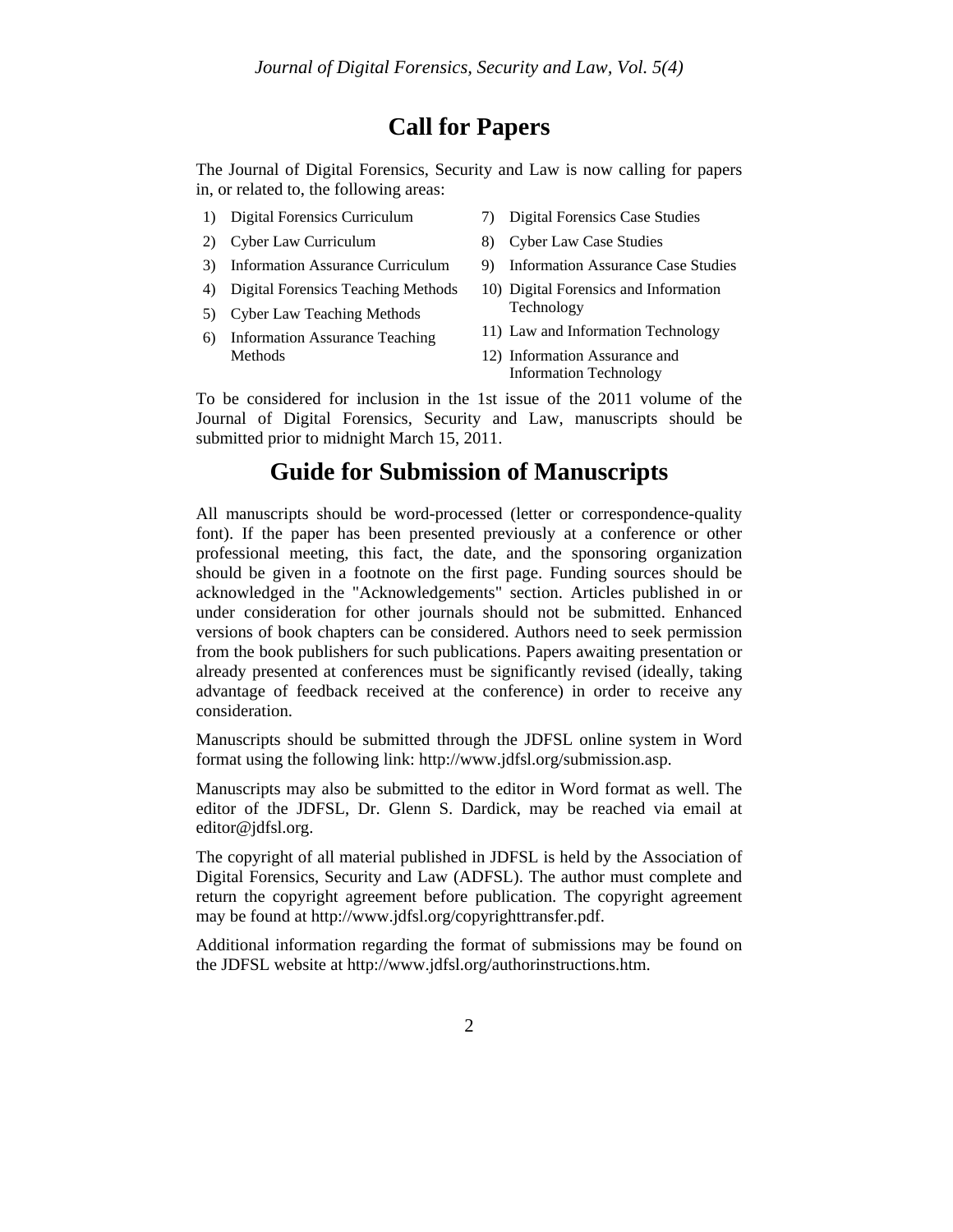# Call for Papers

The Journal of Digital Forensics, Security and Law is now calling for papers in, or related to, the following areas:

1) Digital Forensics Curriculum
2) Cyber Law Curriculum
3) Information Assurance Curriculum
4) Digital Forensics Teaching Methods
5) Cyber Law Teaching Methods
6) Information Assurance Teaching Methods
7) Digital Forensics Case Studies
8) Cyber Law Case Studies
9) Information Assurance Case Studies
10) Digital Forensics and Information Technology
11) Law and Information Technology
12) Information Assurance and Information Technology

To be considered for inclusion in the 1st issue of the 2011 volume of the Journal of Digital Forensics, Security and Law, manuscripts should be submitted prior to midnight March 15, 2011.

# Guide for Submission of Manuscripts

All manuscripts should be word-processed (letter or correspondence-quality font). If the paper has been presented previously at a conference or other professional meeting, this fact, the date, and the sponsoring organization should be given in a footnote on the first page. Funding sources should be acknowledged in the "Acknowledgements" section. Articles published in or under consideration for other journals should not be submitted. Enhanced versions of book chapters can be considered. Authors need to seek permission from the book publishers for such publications. Papers awaiting presentation or already presented at conferences must be significantly revised (ideally, taking advantage of feedback received at the conference) in order to receive any consideration.

Manuscripts should be submitted through the JDFSL online system in Word format using the following link: http://www.jdfsl.org/submission.asp.

Manuscripts may also be submitted to the editor in Word format as well. The editor of the JDFSL, Dr. Glenn S. Dardick, may be reached via email at editor@jdfsl.org.

The copyright of all material published in JDFSL is held by the Association of Digital Forensics, Security and Law (ADFSL). The author must complete and return the copyright agreement before publication. The copyright agreement may be found at http://www.jdfsl.org/copyrighttransfer.pdf.

Additional information regarding the format of submissions may be found on the JDFSL website at http://www.jdfsl.org/authorinstructions.htm.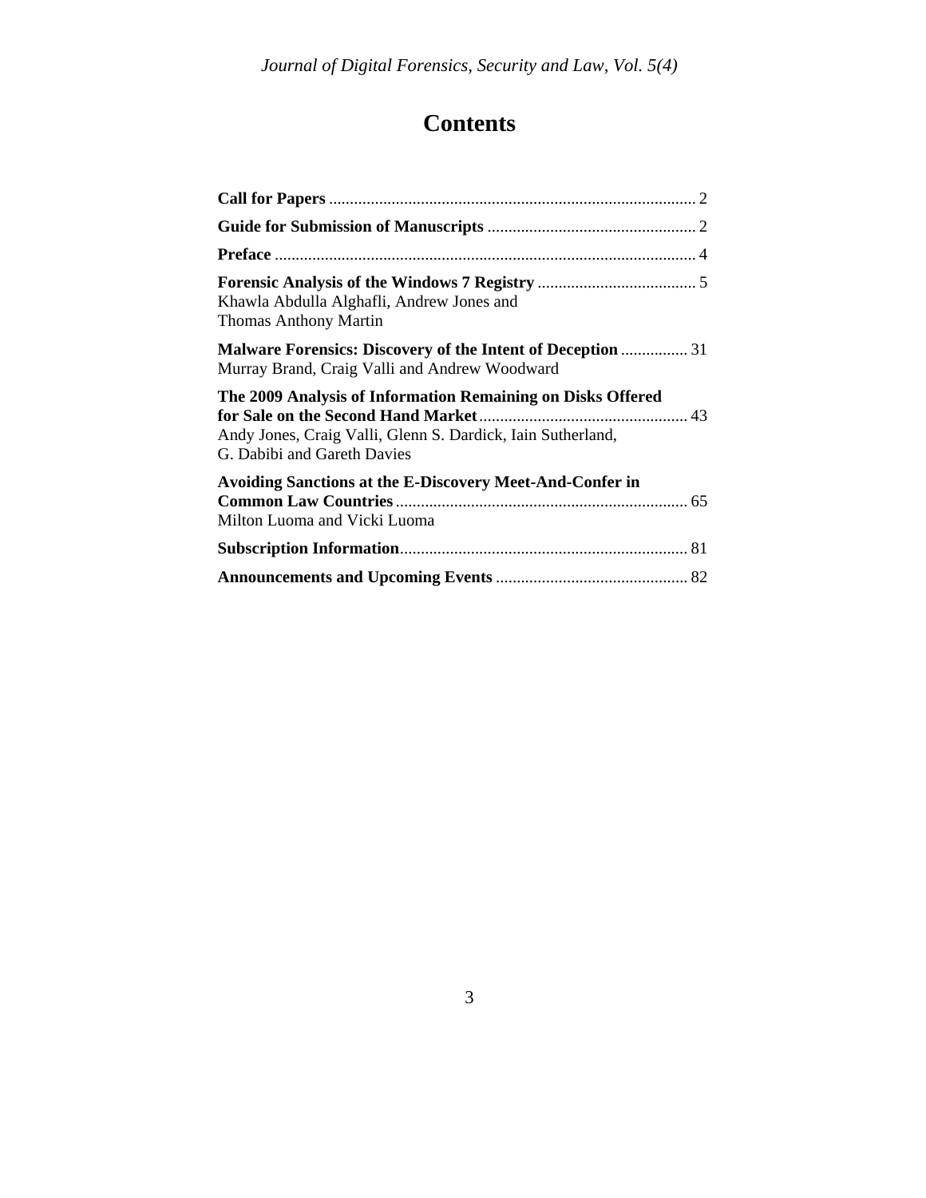# Contents

**Call for Papers** ........................................................................................ 2

**Guide for Submission of Manuscripts** .................................................. 2

**Preface** ...................................................................................................... 4

**Forensic Analysis of the Windows 7 Registry** ....................................... 5
Khawla Abdulla Alghafli, Andrew Jones and
Thomas Anthony Martin

**Malware Forensics: Discovery of the Intent of Deception** ................ 31
Murray Brand, Craig Valli and Andrew Woodward

**The 2009 Analysis of Information Remaining on Disks Offered for Sale on the Second Hand Market** .................................................. 43
Andy Jones, Craig Valli, Glenn S. Dardick, Iain Sutherland,
G. Dabibi and Gareth Davies

**Avoiding Sanctions at the E-Discovery Meet-And-Confer in Common Law Countries** ..................................................................... 65
Milton Luoma and Vicki Luoma

**Subscription Information**..................................................................... 81

**Announcements and Upcoming Events** .............................................. 82